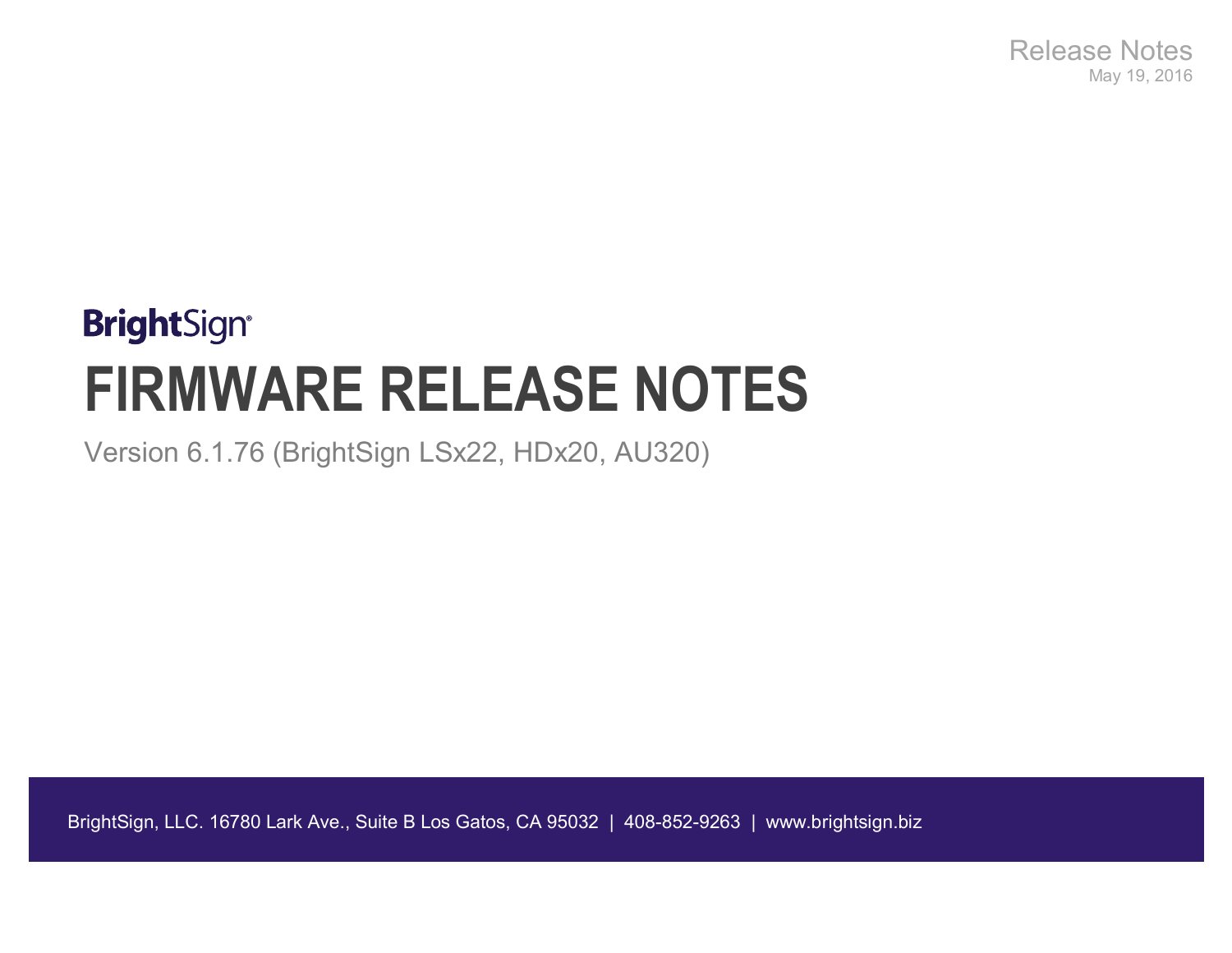Release Notes

May 19, 2016

BrightSign

# FIRMWARE RELEASE NOTES

Version 6.1.76 (BrightSign LSx22, HDx20, AU320)

BrightSign, LLC. 16780 Lark Ave., Suite B Los Gatos, CA 95032 | 408-852-9263 | www.brightsign.biz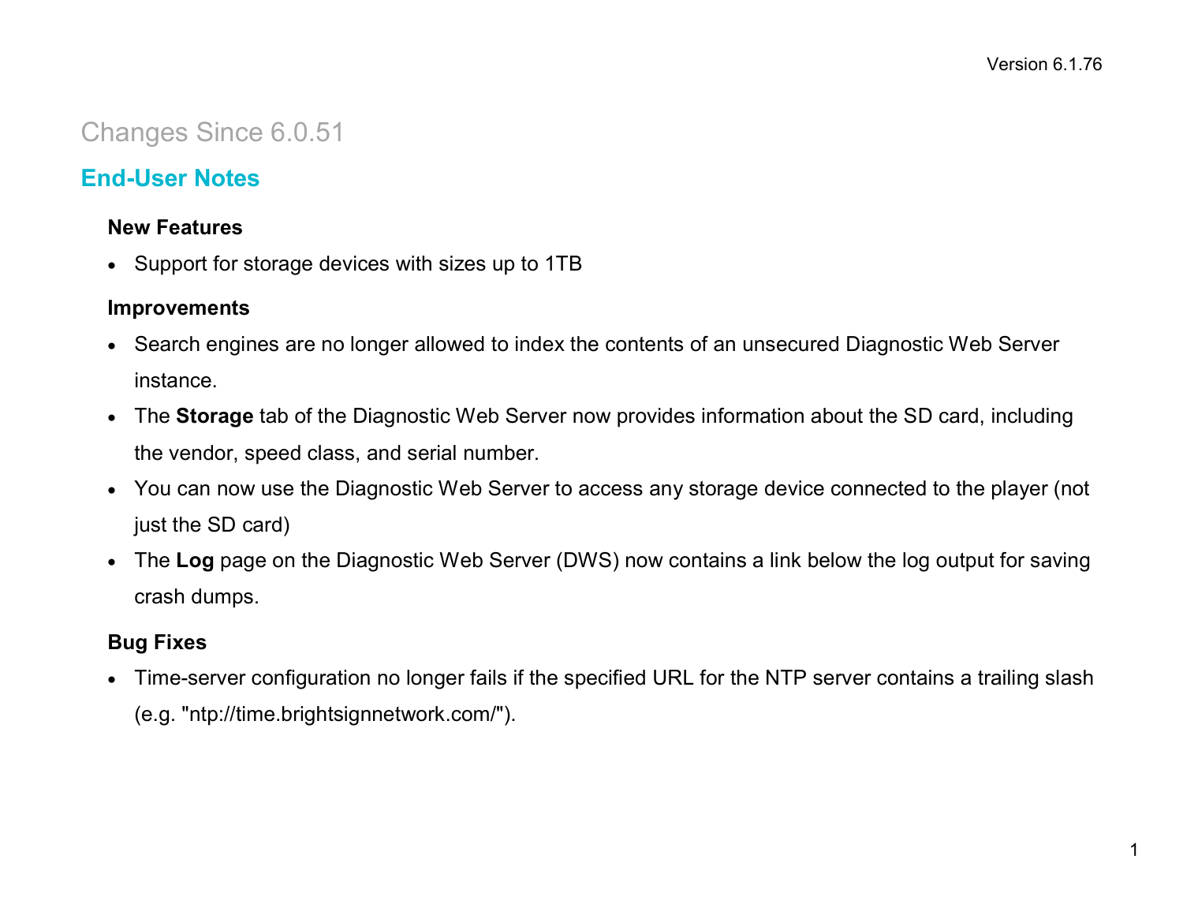Version 6.1.76

## Changes Since 6.0.51

### End-User Notes

#### New Features

- Support for storage devices with sizes up to 1TB

#### Improvements

- Search engines are no longer allowed to index the contents of an unsecured Diagnostic Web Server instance.
- The **Storage** tab of the Diagnostic Web Server now provides information about the SD card, including the vendor, speed class, and serial number.
- You can now use the Diagnostic Web Server to access any storage device connected to the player (not just the SD card)
- The **Log** page on the Diagnostic Web Server (DWS) now contains a link below the log output for saving crash dumps.

#### Bug Fixes

- Time-server configuration no longer fails if the specified URL for the NTP server contains a trailing slash (e.g. "ntp://time.brightsignnetwork.com/").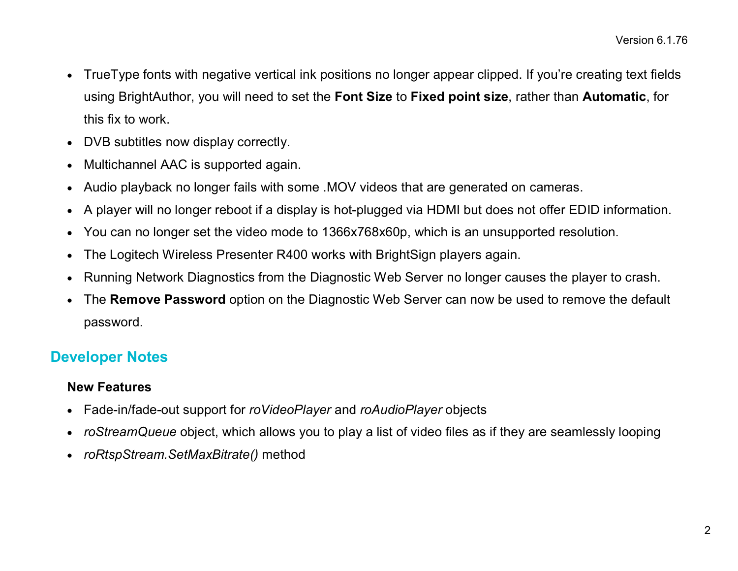- TrueType fonts with negative vertical ink positions no longer appear clipped. If you're creating text fields using BrightAuthor, you will need to set the **Font Size** to **Fixed point size**, rather than **Automatic**, for this fix to work.
- DVB subtitles now display correctly.
- Multichannel AAC is supported again.
- Audio playback no longer fails with some .MOV videos that are generated on cameras.
- A player will no longer reboot if a display is hot-plugged via HDMI but does not offer EDID information.
- You can no longer set the video mode to 1366x768x60p, which is an unsupported resolution.
- The Logitech Wireless Presenter R400 works with BrightSign players again.
- Running Network Diagnostics from the Diagnostic Web Server no longer causes the player to crash.
- The **Remove Password** option on the Diagnostic Web Server can now be used to remove the default password.

## Developer Notes

### New Features

- Fade-in/fade-out support for *roVideoPlayer* and *roAudioPlayer* objects
- *roStreamQueue* object, which allows you to play a list of video files as if they are seamlessly looping
- *roRtspStream.SetMaxBitrate()* method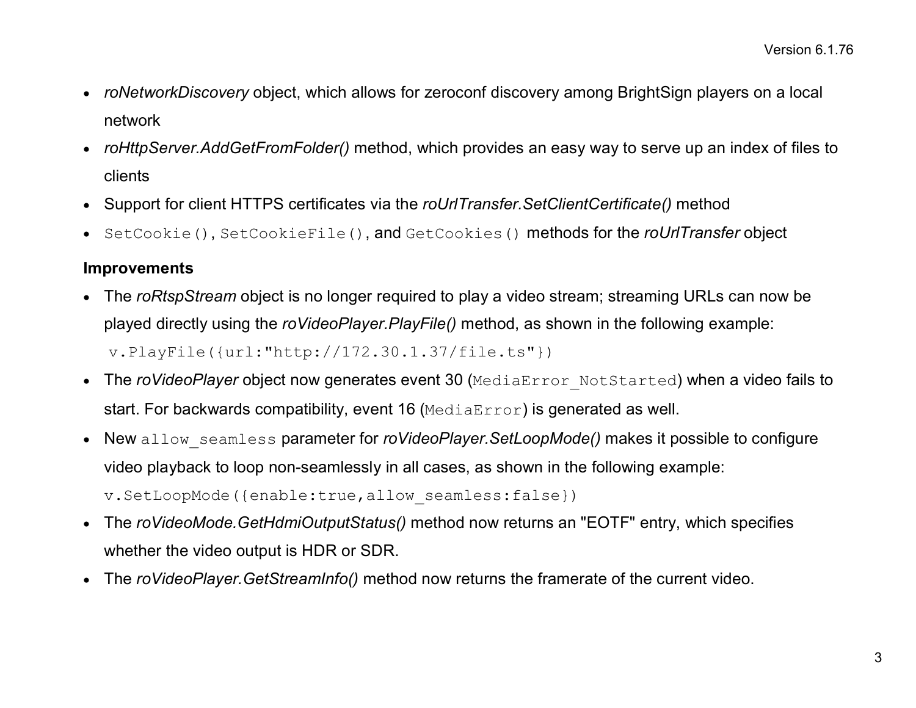- *roNetworkDiscovery* object, which allows for zeroconf discovery among BrightSign players on a local network
- *roHttpServer.AddGetFromFolder()* method, which provides an easy way to serve up an index of files to clients
- Support for client HTTPS certificates via the *roUrlTransfer.SetClientCertificate()* method
- `SetCookie()`, `SetCookieFile()`, and `GetCookies()` methods for the *roUrlTransfer* object

**Improvements**

- The *roRtspStream* object is no longer required to play a video stream; streaming URLs can now be played directly using the *roVideoPlayer.PlayFile()* method, as shown in the following example:
  ```
  v.PlayFile({url:"http://172.30.1.37/file.ts"})
  ```
- The *roVideoPlayer* object now generates event 30 (`MediaError_NotStarted`) when a video fails to start. For backwards compatibility, event 16 (`MediaError`) is generated as well.
- New `allow_seamless` parameter for *roVideoPlayer.SetLoopMode()* makes it possible to configure video playback to loop non-seamlessly in all cases, as shown in the following example:
  ```
  v.SetLoopMode({enable:true,allow_seamless:false})
  ```
- The *roVideoMode.GetHdmiOutputStatus()* method now returns an "EOTF" entry, which specifies whether the video output is HDR or SDR.
- The *roVideoPlayer.GetStreamInfo()* method now returns the framerate of the current video.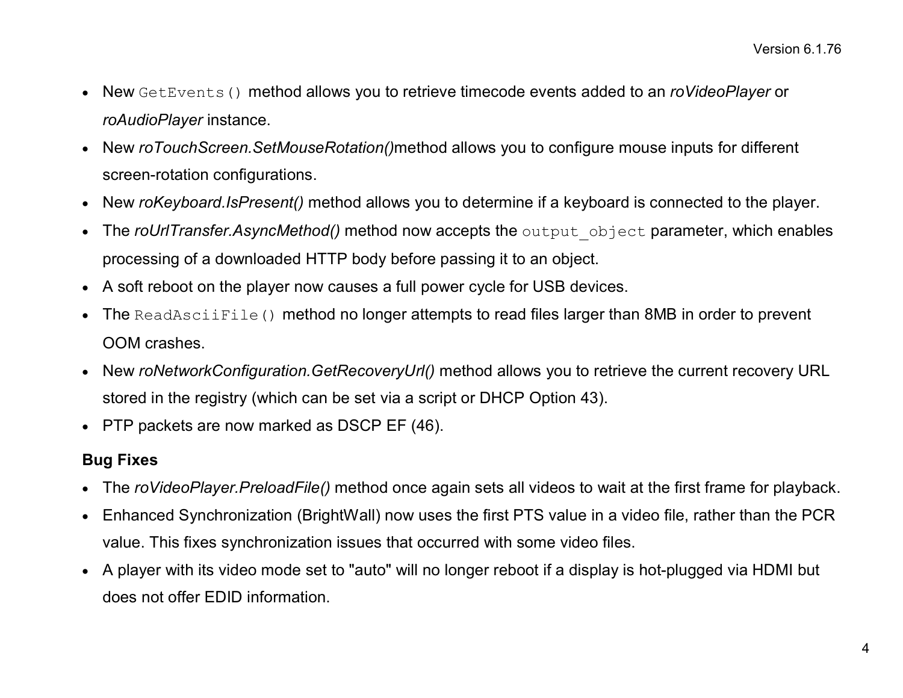- New `GetEvents()` method allows you to retrieve timecode events added to an *roVideoPlayer* or *roAudioPlayer* instance.
- New *roTouchScreen.SetMouseRotation()*method allows you to configure mouse inputs for different screen-rotation configurations.
- New *roKeyboard.IsPresent()* method allows you to determine if a keyboard is connected to the player.
- The *roUrlTransfer.AsyncMethod()* method now accepts the `output_object` parameter, which enables processing of a downloaded HTTP body before passing it to an object.
- A soft reboot on the player now causes a full power cycle for USB devices.
- The `ReadAsciiFile()` method no longer attempts to read files larger than 8MB in order to prevent OOM crashes.
- New *roNetworkConfiguration.GetRecoveryUrl()* method allows you to retrieve the current recovery URL stored in the registry (which can be set via a script or DHCP Option 43).
- PTP packets are now marked as DSCP EF (46).

**Bug Fixes**

- The *roVideoPlayer.PreloadFile()* method once again sets all videos to wait at the first frame for playback.
- Enhanced Synchronization (BrightWall) now uses the first PTS value in a video file, rather than the PCR value. This fixes synchronization issues that occurred with some video files.
- A player with its video mode set to "auto" will no longer reboot if a display is hot-plugged via HDMI but does not offer EDID information.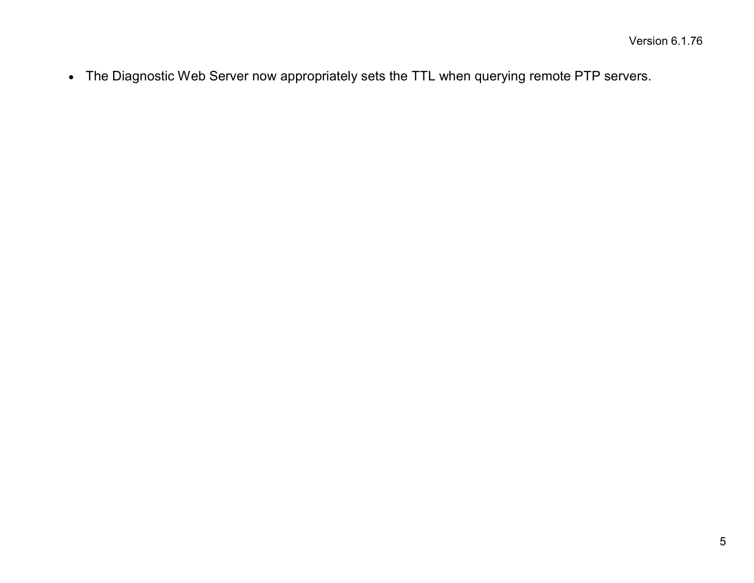- The Diagnostic Web Server now appropriately sets the TTL when querying remote PTP servers.